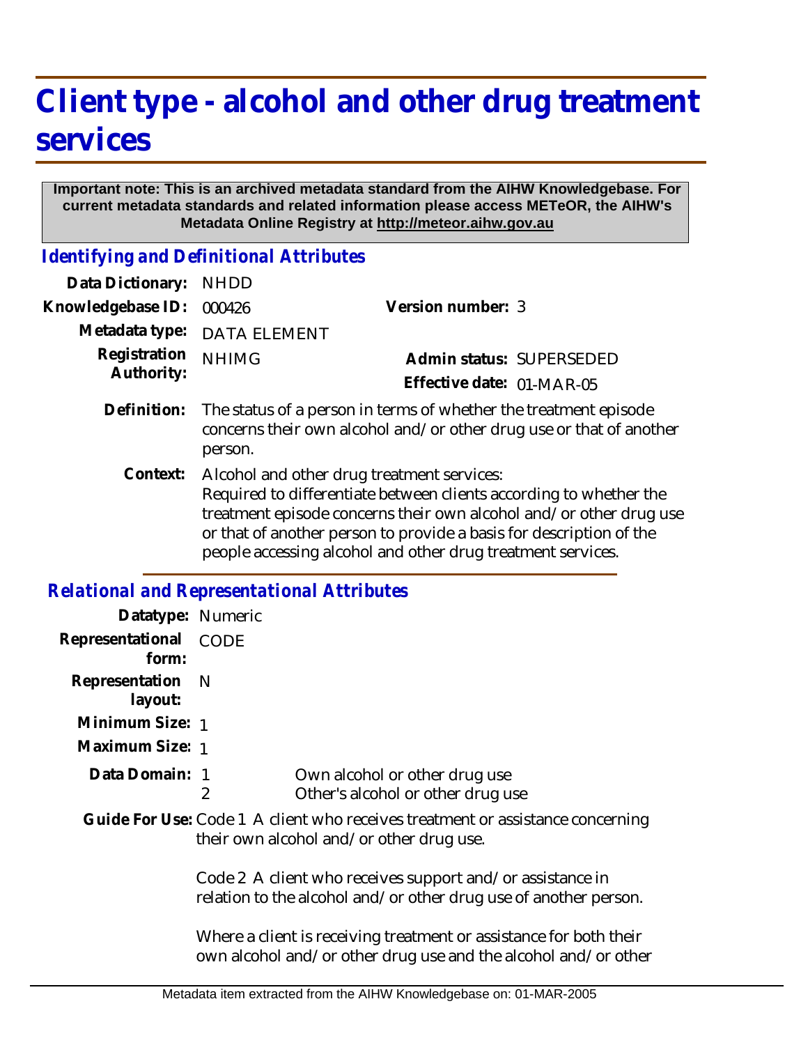# Client type - alcohol and other drug treatment services

**Important note: This is an archived metadata standard from the AIHW Knowledgebase. For current metadata standards and related information please access METeOR, the AIHW's Metadata Online Registry at http://meteor.aihw.gov.au**

## *Identifying and Definitional Attributes*

| | | | |
|---|---|---|---|
| **Data Dictionary:** | NHDD | | |
| **Knowledgebase ID:** | 000426 | **Version number:** | 3 |
| **Metadata type:** | DATA ELEMENT | | |
| **Registration Authority:** | NHIMG | **Admin status:** | SUPERSEDED |
| | | **Effective date:** | 01-MAR-05 |

**Definition:** The status of a person in terms of whether the treatment episode concerns their own alcohol and/or other drug use or that of another person.

**Context:** Alcohol and other drug treatment services:
Required to differentiate between clients according to whether the treatment episode concerns their own alcohol and/or other drug use or that of another person to provide a basis for description of the people accessing alcohol and other drug treatment services.

## *Relational and Representational Attributes*

**Datatype:** Numeric

**Representational form:** CODE

**Representation layout:** N

**Minimum Size:** 1

**Maximum Size:** 1

**Data Domain:**

| | |
|---|---|
| 1 | Own alcohol or other drug use |
| 2 | Other's alcohol or other drug use |

**Guide For Use:** Code 1 A client who receives treatment or assistance concerning their own alcohol and/or other drug use.

Code 2 A client who receives support and/or assistance in relation to the alcohol and/or other drug use of another person.

Where a client is receiving treatment or assistance for both their own alcohol and/or other drug use and the alcohol and/or other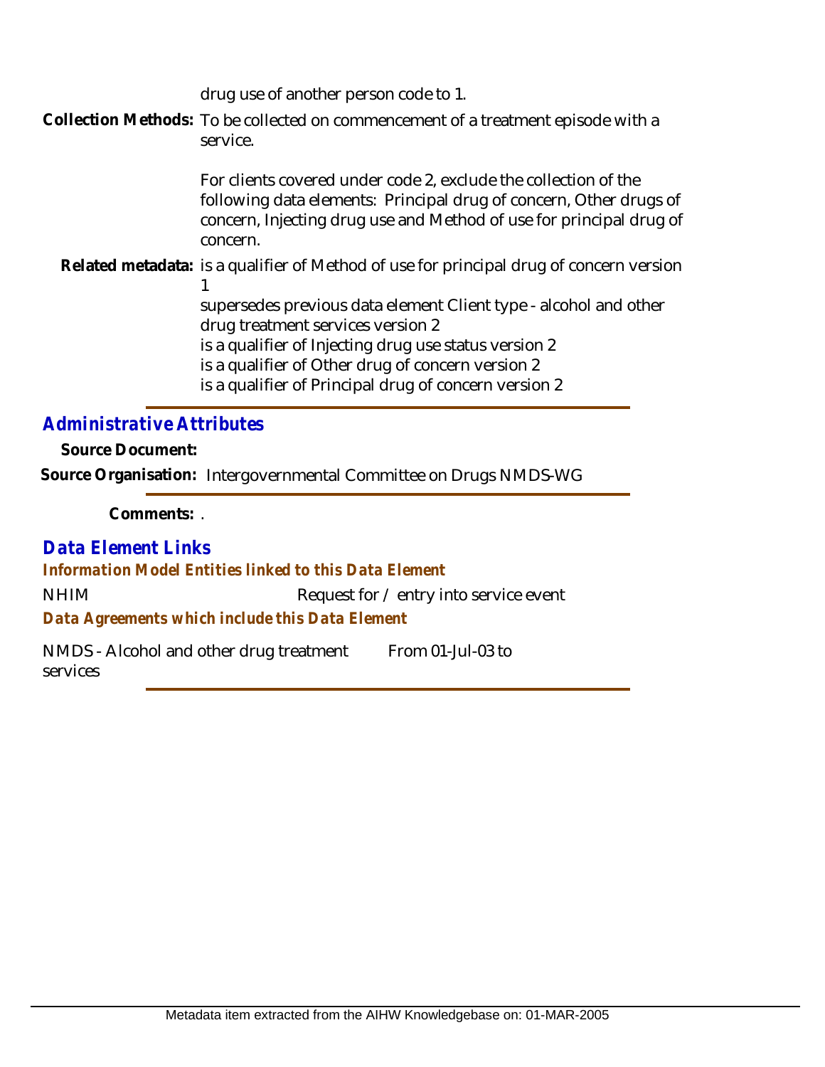drug use of another person code to 1.

**Collection Methods:** To be collected on commencement of a treatment episode with a service.

For clients covered under code 2, exclude the collection of the following data elements: Principal drug of concern, Other drugs of concern, Injecting drug use and Method of use for principal drug of concern.

**Related metadata:** is a qualifier of Method of use for principal drug of concern version 1
supersedes previous data element Client type - alcohol and other drug treatment services version 2
is a qualifier of Injecting drug use status version 2
is a qualifier of Other drug of concern version 2
is a qualifier of Principal drug of concern version 2

## Administrative Attributes

**Source Document:**

**Source Organisation:** Intergovernmental Committee on Drugs NMDS-WG

**Comments:** .

## Data Element Links

### Information Model Entities linked to this Data Element

NHIM Request for / entry into service event

### Data Agreements which include this Data Element

NMDS - Alcohol and other drug treatment services From 01-Jul-03 to